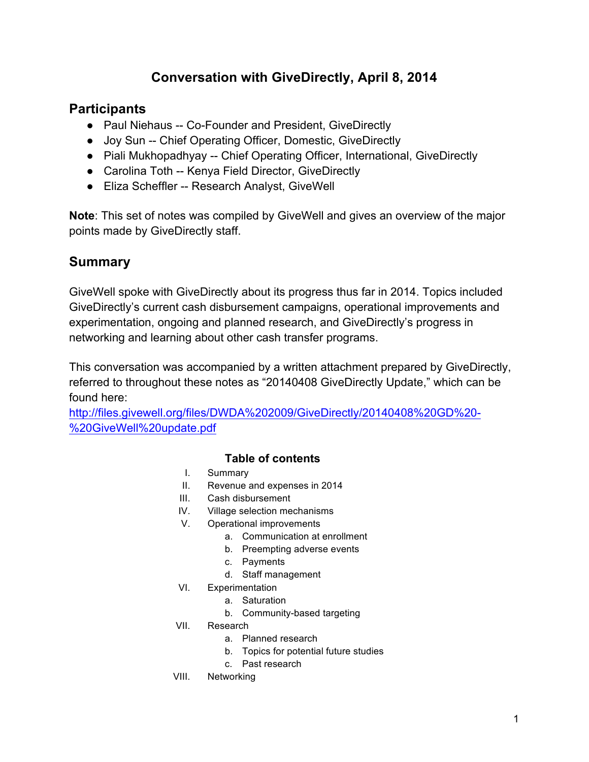# Conversation with GiveDirectly, April 8, 2014

## Participants

- Paul Niehaus -- Co-Founder and President, GiveDirectly
- Joy Sun -- Chief Operating Officer, Domestic, GiveDirectly
- Piali Mukhopadhyay -- Chief Operating Officer, International, GiveDirectly
- Carolina Toth -- Kenya Field Director, GiveDirectly
- Eliza Scheffler -- Research Analyst, GiveWell

**Note**: This set of notes was compiled by GiveWell and gives an overview of the major points made by GiveDirectly staff.

## Summary

GiveWell spoke with GiveDirectly about its progress thus far in 2014. Topics included GiveDirectly's current cash disbursement campaigns, operational improvements and experimentation, ongoing and planned research, and GiveDirectly's progress in networking and learning about other cash transfer programs.

This conversation was accompanied by a written attachment prepared by GiveDirectly, referred to throughout these notes as "20140408 GiveDirectly Update," which can be found here:
http://files.givewell.org/files/DWDA%202009/GiveDirectly/20140408%20GD%20-%20GiveWell%20update.pdf

### Table of contents

I. Summary
II. Revenue and expenses in 2014
III. Cash disbursement
IV. Village selection mechanisms
V. Operational improvements
  a. Communication at enrollment
  b. Preempting adverse events
  c. Payments
  d. Staff management
VI. Experimentation
  a. Saturation
  b. Community-based targeting
VII. Research
  a. Planned research
  b. Topics for potential future studies
  c. Past research
VIII. Networking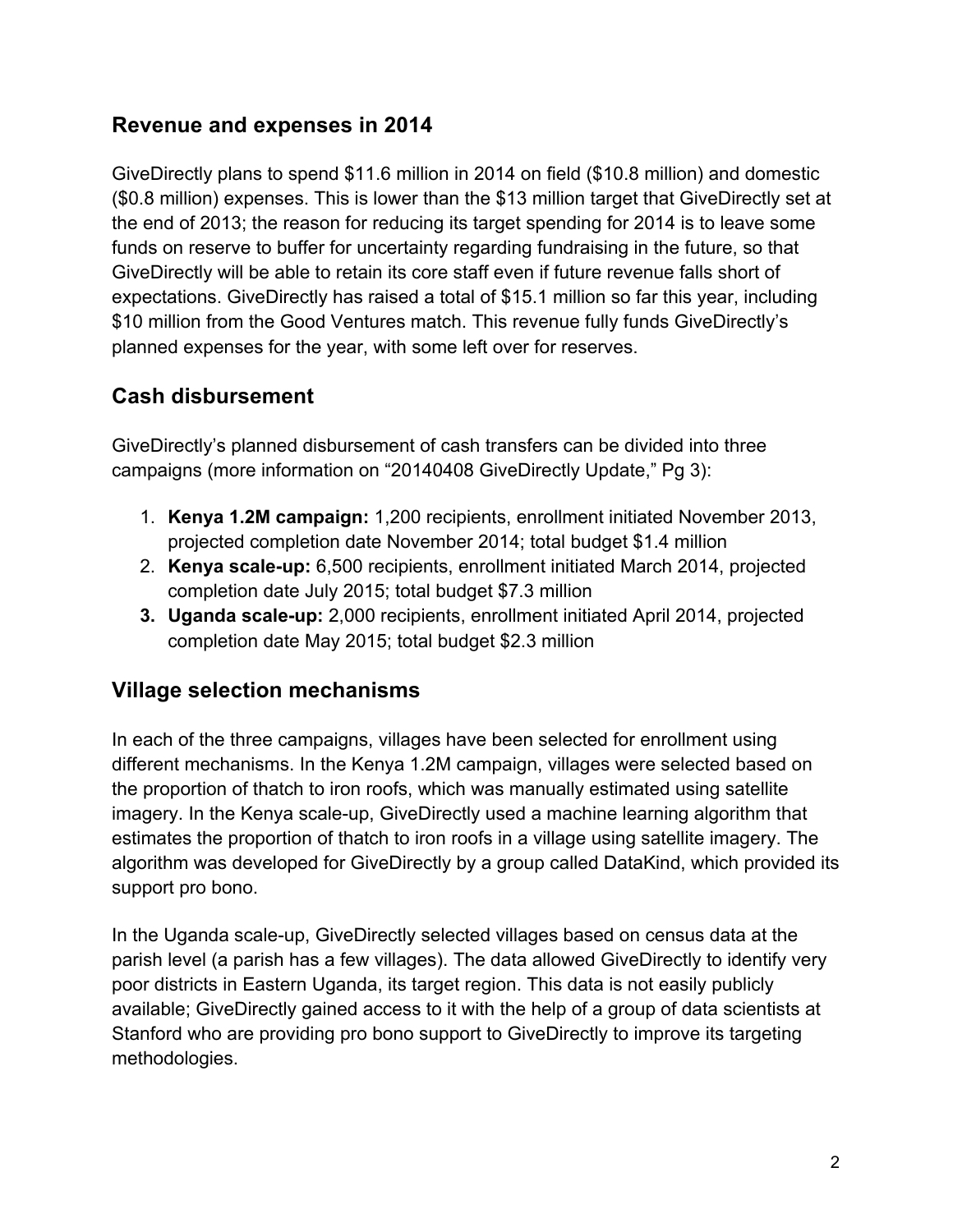## Revenue and expenses in 2014

GiveDirectly plans to spend $11.6 million in 2014 on field ($10.8 million) and domestic ($0.8 million) expenses. This is lower than the $13 million target that GiveDirectly set at the end of 2013; the reason for reducing its target spending for 2014 is to leave some funds on reserve to buffer for uncertainty regarding fundraising in the future, so that GiveDirectly will be able to retain its core staff even if future revenue falls short of expectations. GiveDirectly has raised a total of $15.1 million so far this year, including $10 million from the Good Ventures match. This revenue fully funds GiveDirectly's planned expenses for the year, with some left over for reserves.

## Cash disbursement

GiveDirectly's planned disbursement of cash transfers can be divided into three campaigns (more information on "20140408 GiveDirectly Update," Pg 3):

1. **Kenya 1.2M campaign:** 1,200 recipients, enrollment initiated November 2013, projected completion date November 2014; total budget $1.4 million
2. **Kenya scale-up:** 6,500 recipients, enrollment initiated March 2014, projected completion date July 2015; total budget $7.3 million
3. **Uganda scale-up:** 2,000 recipients, enrollment initiated April 2014, projected completion date May 2015; total budget $2.3 million

## Village selection mechanisms

In each of the three campaigns, villages have been selected for enrollment using different mechanisms. In the Kenya 1.2M campaign, villages were selected based on the proportion of thatch to iron roofs, which was manually estimated using satellite imagery. In the Kenya scale-up, GiveDirectly used a machine learning algorithm that estimates the proportion of thatch to iron roofs in a village using satellite imagery. The algorithm was developed for GiveDirectly by a group called DataKind, which provided its support pro bono.

In the Uganda scale-up, GiveDirectly selected villages based on census data at the parish level (a parish has a few villages). The data allowed GiveDirectly to identify very poor districts in Eastern Uganda, its target region. This data is not easily publicly available; GiveDirectly gained access to it with the help of a group of data scientists at Stanford who are providing pro bono support to GiveDirectly to improve its targeting methodologies.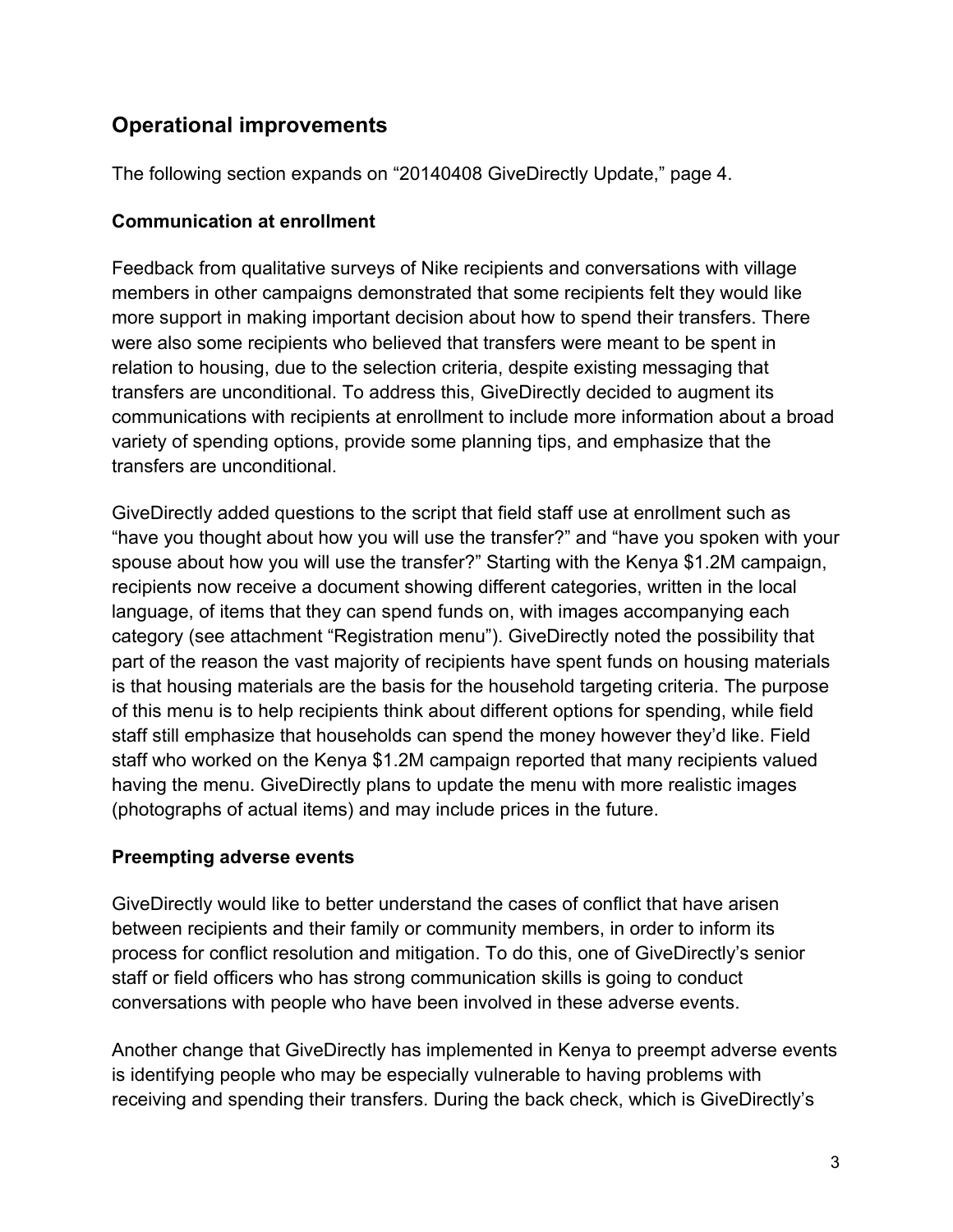## Operational improvements

The following section expands on "20140408 GiveDirectly Update," page 4.

### Communication at enrollment

Feedback from qualitative surveys of Nike recipients and conversations with village members in other campaigns demonstrated that some recipients felt they would like more support in making important decision about how to spend their transfers. There were also some recipients who believed that transfers were meant to be spent in relation to housing, due to the selection criteria, despite existing messaging that transfers are unconditional. To address this, GiveDirectly decided to augment its communications with recipients at enrollment to include more information about a broad variety of spending options, provide some planning tips, and emphasize that the transfers are unconditional.

GiveDirectly added questions to the script that field staff use at enrollment such as "have you thought about how you will use the transfer?" and "have you spoken with your spouse about how you will use the transfer?" Starting with the Kenya $1.2M campaign, recipients now receive a document showing different categories, written in the local language, of items that they can spend funds on, with images accompanying each category (see attachment "Registration menu"). GiveDirectly noted the possibility that part of the reason the vast majority of recipients have spent funds on housing materials is that housing materials are the basis for the household targeting criteria. The purpose of this menu is to help recipients think about different options for spending, while field staff still emphasize that households can spend the money however they'd like. Field staff who worked on the Kenya $1.2M campaign reported that many recipients valued having the menu. GiveDirectly plans to update the menu with more realistic images (photographs of actual items) and may include prices in the future.

### Preempting adverse events

GiveDirectly would like to better understand the cases of conflict that have arisen between recipients and their family or community members, in order to inform its process for conflict resolution and mitigation. To do this, one of GiveDirectly's senior staff or field officers who has strong communication skills is going to conduct conversations with people who have been involved in these adverse events.

Another change that GiveDirectly has implemented in Kenya to preempt adverse events is identifying people who may be especially vulnerable to having problems with receiving and spending their transfers. During the back check, which is GiveDirectly's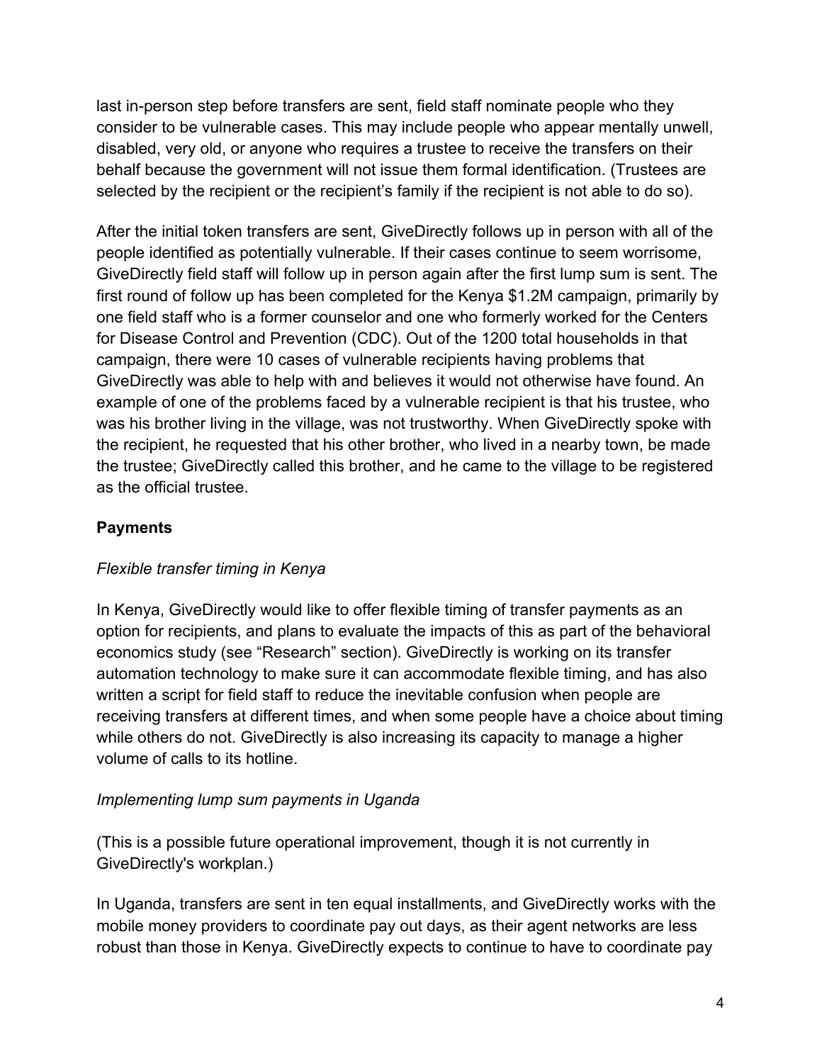last in-person step before transfers are sent, field staff nominate people who they consider to be vulnerable cases. This may include people who appear mentally unwell, disabled, very old, or anyone who requires a trustee to receive the transfers on their behalf because the government will not issue them formal identification. (Trustees are selected by the recipient or the recipient's family if the recipient is not able to do so).

After the initial token transfers are sent, GiveDirectly follows up in person with all of the people identified as potentially vulnerable. If their cases continue to seem worrisome, GiveDirectly field staff will follow up in person again after the first lump sum is sent. The first round of follow up has been completed for the Kenya $1.2M campaign, primarily by one field staff who is a former counselor and one who formerly worked for the Centers for Disease Control and Prevention (CDC). Out of the 1200 total households in that campaign, there were 10 cases of vulnerable recipients having problems that GiveDirectly was able to help with and believes it would not otherwise have found. An example of one of the problems faced by a vulnerable recipient is that his trustee, who was his brother living in the village, was not trustworthy. When GiveDirectly spoke with the recipient, he requested that his other brother, who lived in a nearby town, be made the trustee; GiveDirectly called this brother, and he came to the village to be registered as the official trustee.

**Payments**

*Flexible transfer timing in Kenya*

In Kenya, GiveDirectly would like to offer flexible timing of transfer payments as an option for recipients, and plans to evaluate the impacts of this as part of the behavioral economics study (see "Research" section). GiveDirectly is working on its transfer automation technology to make sure it can accommodate flexible timing, and has also written a script for field staff to reduce the inevitable confusion when people are receiving transfers at different times, and when some people have a choice about timing while others do not. GiveDirectly is also increasing its capacity to manage a higher volume of calls to its hotline.

*Implementing lump sum payments in Uganda*

(This is a possible future operational improvement, though it is not currently in GiveDirectly's workplan.)

In Uganda, transfers are sent in ten equal installments, and GiveDirectly works with the mobile money providers to coordinate pay out days, as their agent networks are less robust than those in Kenya. GiveDirectly expects to continue to have to coordinate pay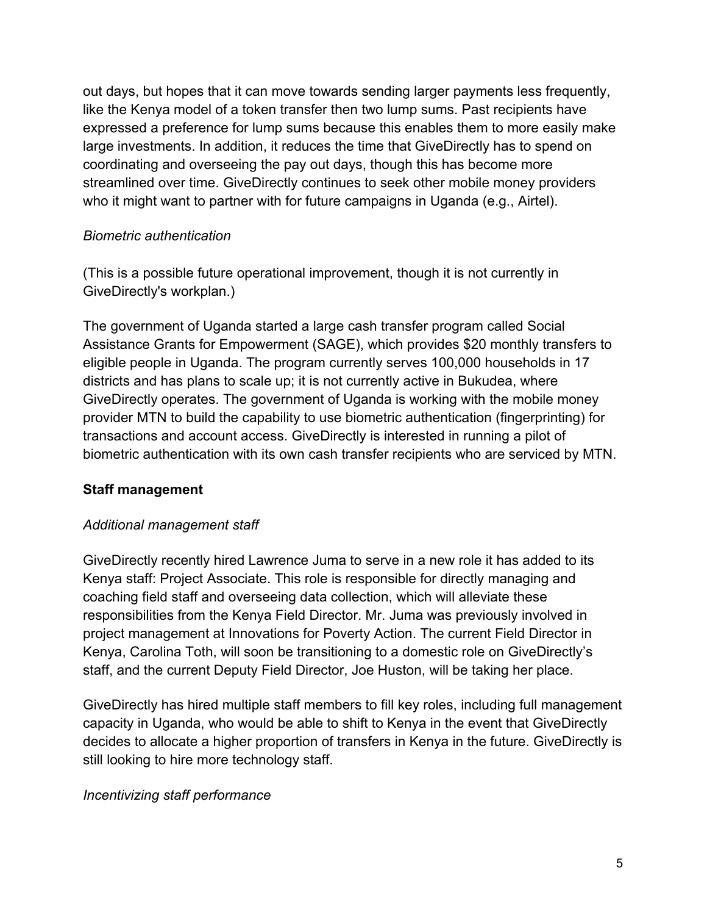out days, but hopes that it can move towards sending larger payments less frequently, like the Kenya model of a token transfer then two lump sums. Past recipients have expressed a preference for lump sums because this enables them to more easily make large investments. In addition, it reduces the time that GiveDirectly has to spend on coordinating and overseeing the pay out days, though this has become more streamlined over time. GiveDirectly continues to seek other mobile money providers who it might want to partner with for future campaigns in Uganda (e.g., Airtel).

*Biometric authentication*

(This is a possible future operational improvement, though it is not currently in GiveDirectly's workplan.)

The government of Uganda started a large cash transfer program called Social Assistance Grants for Empowerment (SAGE), which provides $20 monthly transfers to eligible people in Uganda. The program currently serves 100,000 households in 17 districts and has plans to scale up; it is not currently active in Bukudea, where GiveDirectly operates. The government of Uganda is working with the mobile money provider MTN to build the capability to use biometric authentication (fingerprinting) for transactions and account access. GiveDirectly is interested in running a pilot of biometric authentication with its own cash transfer recipients who are serviced by MTN.

**Staff management**

*Additional management staff*

GiveDirectly recently hired Lawrence Juma to serve in a new role it has added to its Kenya staff: Project Associate. This role is responsible for directly managing and coaching field staff and overseeing data collection, which will alleviate these responsibilities from the Kenya Field Director. Mr. Juma was previously involved in project management at Innovations for Poverty Action. The current Field Director in Kenya, Carolina Toth, will soon be transitioning to a domestic role on GiveDirectly's staff, and the current Deputy Field Director, Joe Huston, will be taking her place.

GiveDirectly has hired multiple staff members to fill key roles, including full management capacity in Uganda, who would be able to shift to Kenya in the event that GiveDirectly decides to allocate a higher proportion of transfers in Kenya in the future. GiveDirectly is still looking to hire more technology staff.

*Incentivizing staff performance*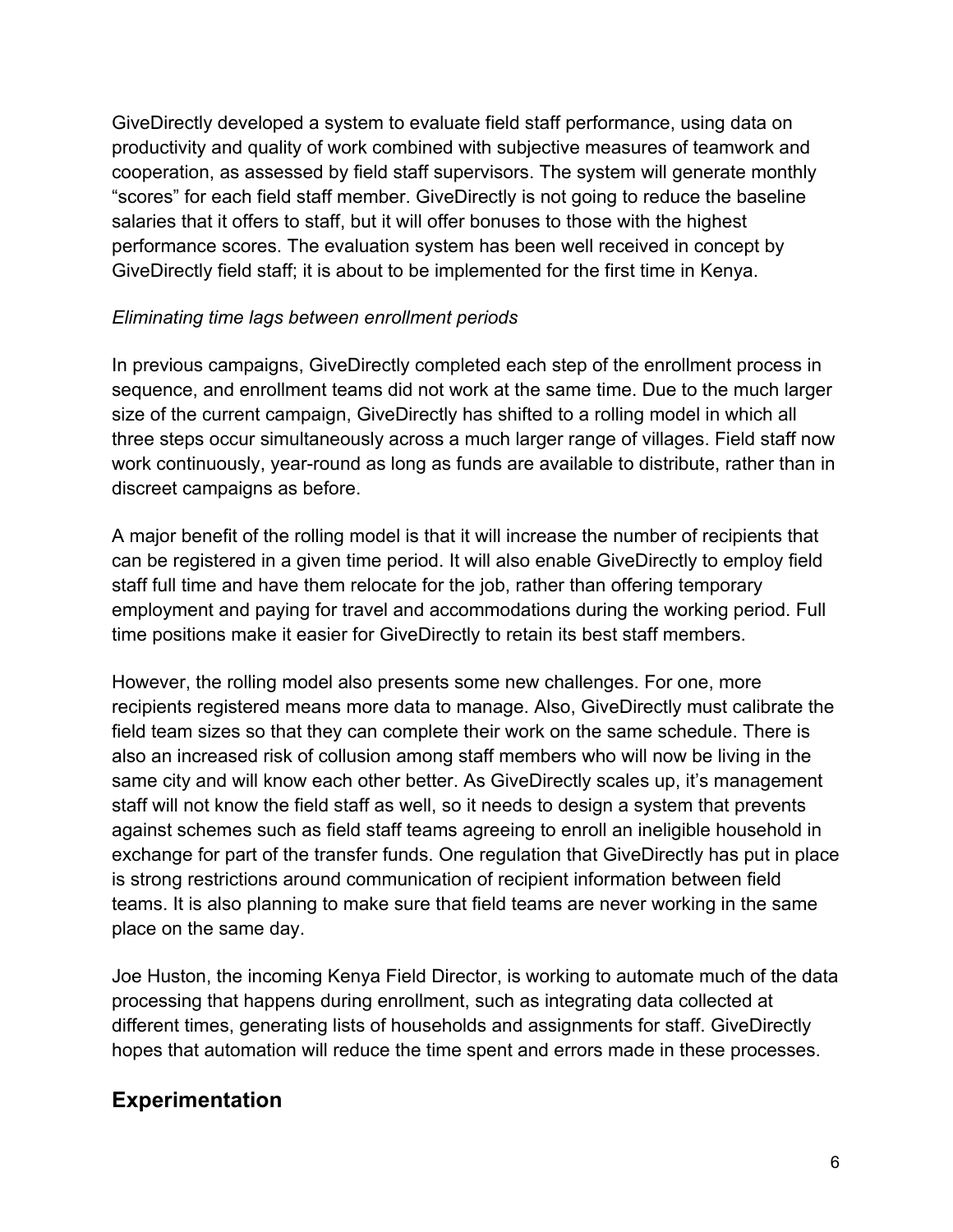GiveDirectly developed a system to evaluate field staff performance, using data on productivity and quality of work combined with subjective measures of teamwork and cooperation, as assessed by field staff supervisors. The system will generate monthly "scores" for each field staff member. GiveDirectly is not going to reduce the baseline salaries that it offers to staff, but it will offer bonuses to those with the highest performance scores. The evaluation system has been well received in concept by GiveDirectly field staff; it is about to be implemented for the first time in Kenya.

*Eliminating time lags between enrollment periods*

In previous campaigns, GiveDirectly completed each step of the enrollment process in sequence, and enrollment teams did not work at the same time. Due to the much larger size of the current campaign, GiveDirectly has shifted to a rolling model in which all three steps occur simultaneously across a much larger range of villages. Field staff now work continuously, year-round as long as funds are available to distribute, rather than in discreet campaigns as before.

A major benefit of the rolling model is that it will increase the number of recipients that can be registered in a given time period. It will also enable GiveDirectly to employ field staff full time and have them relocate for the job, rather than offering temporary employment and paying for travel and accommodations during the working period. Full time positions make it easier for GiveDirectly to retain its best staff members.

However, the rolling model also presents some new challenges. For one, more recipients registered means more data to manage. Also, GiveDirectly must calibrate the field team sizes so that they can complete their work on the same schedule. There is also an increased risk of collusion among staff members who will now be living in the same city and will know each other better. As GiveDirectly scales up, it's management staff will not know the field staff as well, so it needs to design a system that prevents against schemes such as field staff teams agreeing to enroll an ineligible household in exchange for part of the transfer funds. One regulation that GiveDirectly has put in place is strong restrictions around communication of recipient information between field teams. It is also planning to make sure that field teams are never working in the same place on the same day.

Joe Huston, the incoming Kenya Field Director, is working to automate much of the data processing that happens during enrollment, such as integrating data collected at different times, generating lists of households and assignments for staff. GiveDirectly hopes that automation will reduce the time spent and errors made in these processes.

## Experimentation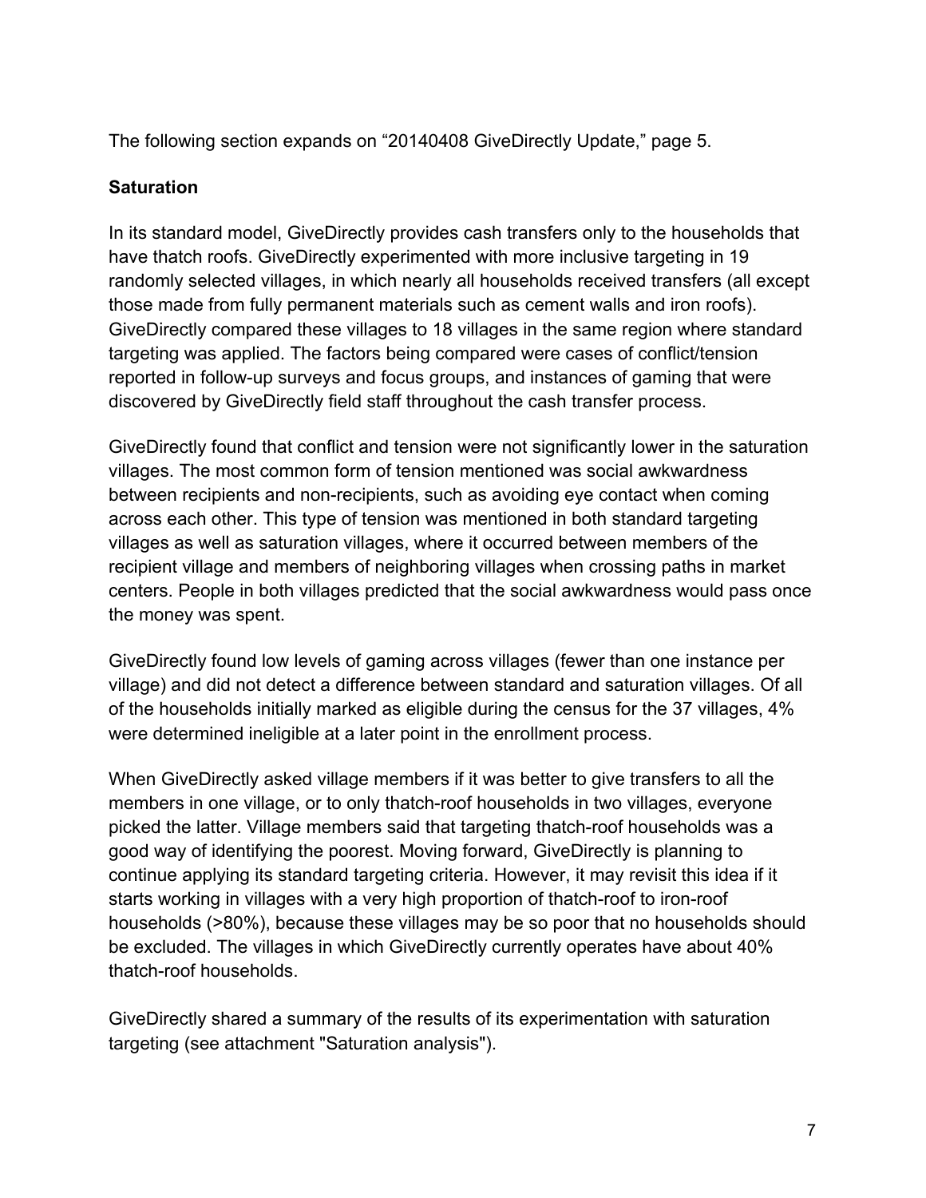The following section expands on “20140408 GiveDirectly Update,” page 5.

**Saturation**

In its standard model, GiveDirectly provides cash transfers only to the households that have thatch roofs. GiveDirectly experimented with more inclusive targeting in 19 randomly selected villages, in which nearly all households received transfers (all except those made from fully permanent materials such as cement walls and iron roofs). GiveDirectly compared these villages to 18 villages in the same region where standard targeting was applied. The factors being compared were cases of conflict/tension reported in follow-up surveys and focus groups, and instances of gaming that were discovered by GiveDirectly field staff throughout the cash transfer process.

GiveDirectly found that conflict and tension were not significantly lower in the saturation villages. The most common form of tension mentioned was social awkwardness between recipients and non-recipients, such as avoiding eye contact when coming across each other. This type of tension was mentioned in both standard targeting villages as well as saturation villages, where it occurred between members of the recipient village and members of neighboring villages when crossing paths in market centers. People in both villages predicted that the social awkwardness would pass once the money was spent.

GiveDirectly found low levels of gaming across villages (fewer than one instance per village) and did not detect a difference between standard and saturation villages. Of all of the households initially marked as eligible during the census for the 37 villages, 4% were determined ineligible at a later point in the enrollment process.

When GiveDirectly asked village members if it was better to give transfers to all the members in one village, or to only thatch-roof households in two villages, everyone picked the latter. Village members said that targeting thatch-roof households was a good way of identifying the poorest. Moving forward, GiveDirectly is planning to continue applying its standard targeting criteria. However, it may revisit this idea if it starts working in villages with a very high proportion of thatch-roof to iron-roof households (>80%), because these villages may be so poor that no households should be excluded. The villages in which GiveDirectly currently operates have about 40% thatch-roof households.

GiveDirectly shared a summary of the results of its experimentation with saturation targeting (see attachment "Saturation analysis").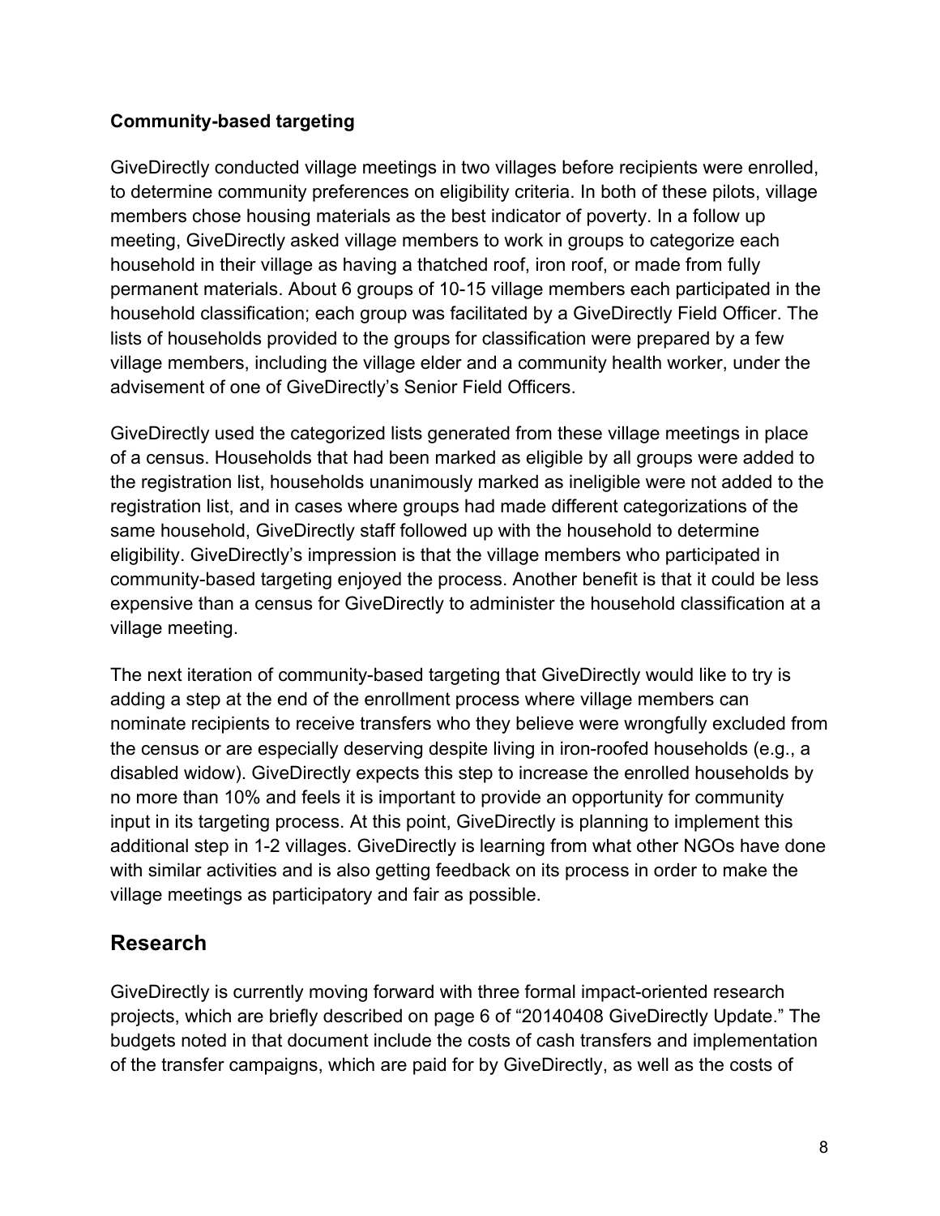**Community-based targeting**

GiveDirectly conducted village meetings in two villages before recipients were enrolled, to determine community preferences on eligibility criteria. In both of these pilots, village members chose housing materials as the best indicator of poverty. In a follow up meeting, GiveDirectly asked village members to work in groups to categorize each household in their village as having a thatched roof, iron roof, or made from fully permanent materials. About 6 groups of 10-15 village members each participated in the household classification; each group was facilitated by a GiveDirectly Field Officer. The lists of households provided to the groups for classification were prepared by a few village members, including the village elder and a community health worker, under the advisement of one of GiveDirectly's Senior Field Officers.

GiveDirectly used the categorized lists generated from these village meetings in place of a census. Households that had been marked as eligible by all groups were added to the registration list, households unanimously marked as ineligible were not added to the registration list, and in cases where groups had made different categorizations of the same household, GiveDirectly staff followed up with the household to determine eligibility. GiveDirectly's impression is that the village members who participated in community-based targeting enjoyed the process. Another benefit is that it could be less expensive than a census for GiveDirectly to administer the household classification at a village meeting.

The next iteration of community-based targeting that GiveDirectly would like to try is adding a step at the end of the enrollment process where village members can nominate recipients to receive transfers who they believe were wrongfully excluded from the census or are especially deserving despite living in iron-roofed households (e.g., a disabled widow). GiveDirectly expects this step to increase the enrolled households by no more than 10% and feels it is important to provide an opportunity for community input in its targeting process. At this point, GiveDirectly is planning to implement this additional step in 1-2 villages. GiveDirectly is learning from what other NGOs have done with similar activities and is also getting feedback on its process in order to make the village meetings as participatory and fair as possible.

## Research

GiveDirectly is currently moving forward with three formal impact-oriented research projects, which are briefly described on page 6 of "20140408 GiveDirectly Update." The budgets noted in that document include the costs of cash transfers and implementation of the transfer campaigns, which are paid for by GiveDirectly, as well as the costs of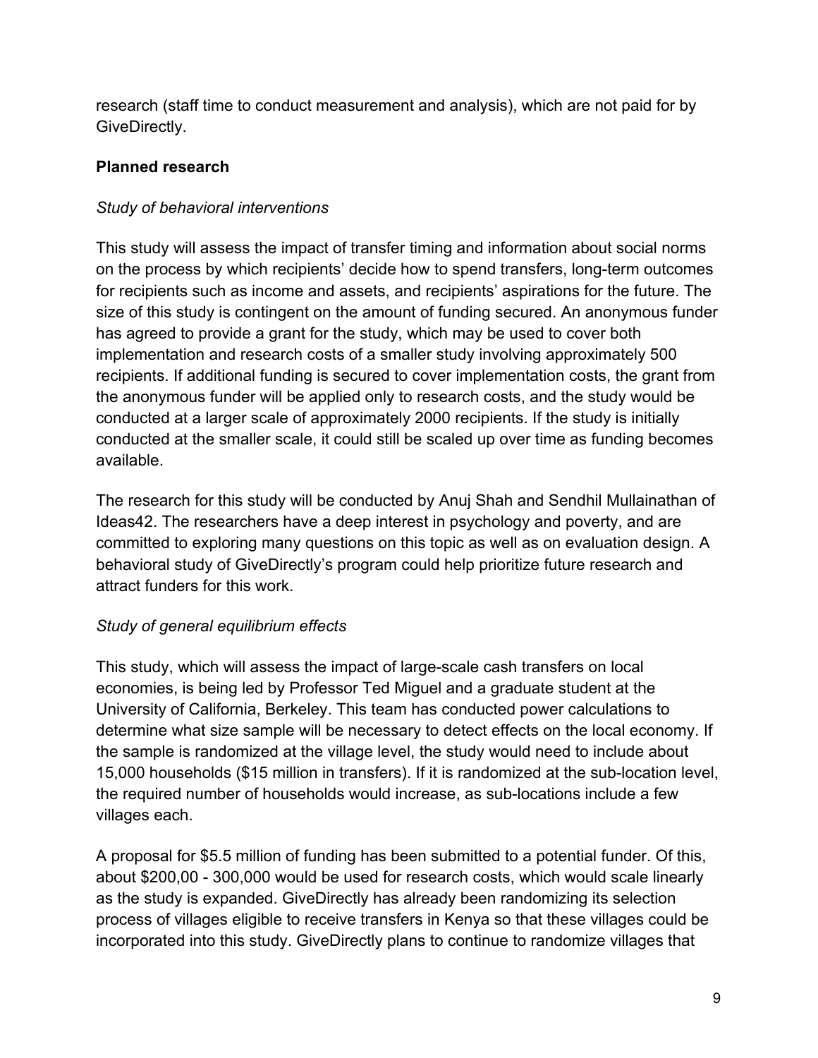research (staff time to conduct measurement and analysis), which are not paid for by GiveDirectly.

**Planned research**

*Study of behavioral interventions*

This study will assess the impact of transfer timing and information about social norms on the process by which recipients' decide how to spend transfers, long-term outcomes for recipients such as income and assets, and recipients' aspirations for the future. The size of this study is contingent on the amount of funding secured. An anonymous funder has agreed to provide a grant for the study, which may be used to cover both implementation and research costs of a smaller study involving approximately 500 recipients. If additional funding is secured to cover implementation costs, the grant from the anonymous funder will be applied only to research costs, and the study would be conducted at a larger scale of approximately 2000 recipients. If the study is initially conducted at the smaller scale, it could still be scaled up over time as funding becomes available.

The research for this study will be conducted by Anuj Shah and Sendhil Mullainathan of Ideas42. The researchers have a deep interest in psychology and poverty, and are committed to exploring many questions on this topic as well as on evaluation design. A behavioral study of GiveDirectly's program could help prioritize future research and attract funders for this work.

*Study of general equilibrium effects*

This study, which will assess the impact of large-scale cash transfers on local economies, is being led by Professor Ted Miguel and a graduate student at the University of California, Berkeley. This team has conducted power calculations to determine what size sample will be necessary to detect effects on the local economy. If the sample is randomized at the village level, the study would need to include about 15,000 households ($15 million in transfers). If it is randomized at the sub-location level, the required number of households would increase, as sub-locations include a few villages each.

A proposal for $5.5 million of funding has been submitted to a potential funder. Of this, about $200,00 - 300,000 would be used for research costs, which would scale linearly as the study is expanded. GiveDirectly has already been randomizing its selection process of villages eligible to receive transfers in Kenya so that these villages could be incorporated into this study. GiveDirectly plans to continue to randomize villages that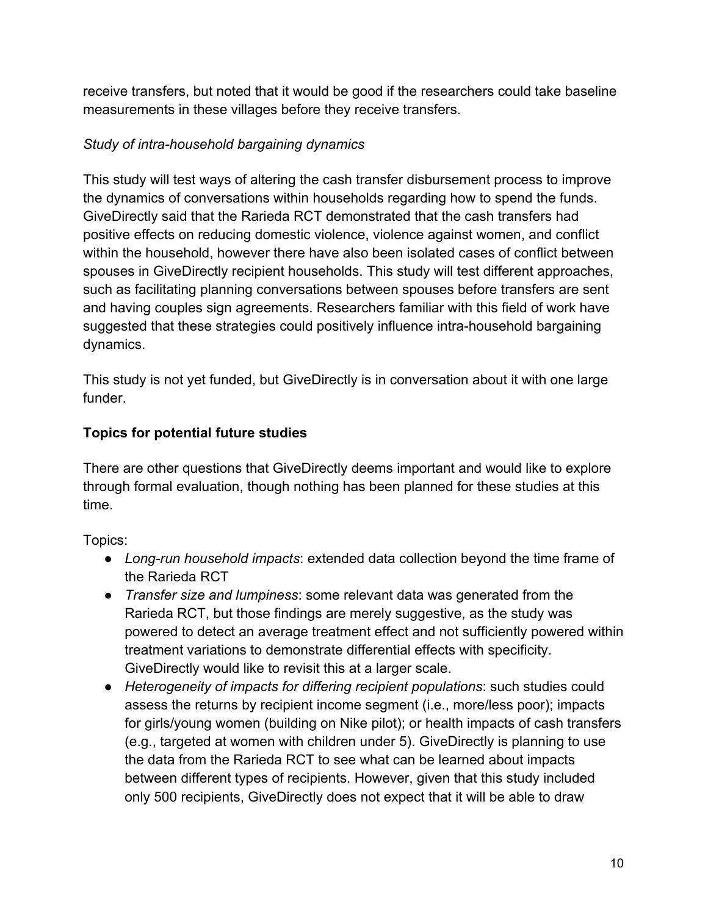receive transfers, but noted that it would be good if the researchers could take baseline measurements in these villages before they receive transfers.

*Study of intra-household bargaining dynamics*

This study will test ways of altering the cash transfer disbursement process to improve the dynamics of conversations within households regarding how to spend the funds. GiveDirectly said that the Rarieda RCT demonstrated that the cash transfers had positive effects on reducing domestic violence, violence against women, and conflict within the household, however there have also been isolated cases of conflict between spouses in GiveDirectly recipient households. This study will test different approaches, such as facilitating planning conversations between spouses before transfers are sent and having couples sign agreements. Researchers familiar with this field of work have suggested that these strategies could positively influence intra-household bargaining dynamics.

This study is not yet funded, but GiveDirectly is in conversation about it with one large funder.

**Topics for potential future studies**

There are other questions that GiveDirectly deems important and would like to explore through formal evaluation, though nothing has been planned for these studies at this time.

Topics:

- *Long-run household impacts*: extended data collection beyond the time frame of the Rarieda RCT
- *Transfer size and lumpiness*: some relevant data was generated from the Rarieda RCT, but those findings are merely suggestive, as the study was powered to detect an average treatment effect and not sufficiently powered within treatment variations to demonstrate differential effects with specificity. GiveDirectly would like to revisit this at a larger scale.
- *Heterogeneity of impacts for differing recipient populations*: such studies could assess the returns by recipient income segment (i.e., more/less poor); impacts for girls/young women (building on Nike pilot); or health impacts of cash transfers (e.g., targeted at women with children under 5). GiveDirectly is planning to use the data from the Rarieda RCT to see what can be learned about impacts between different types of recipients. However, given that this study included only 500 recipients, GiveDirectly does not expect that it will be able to draw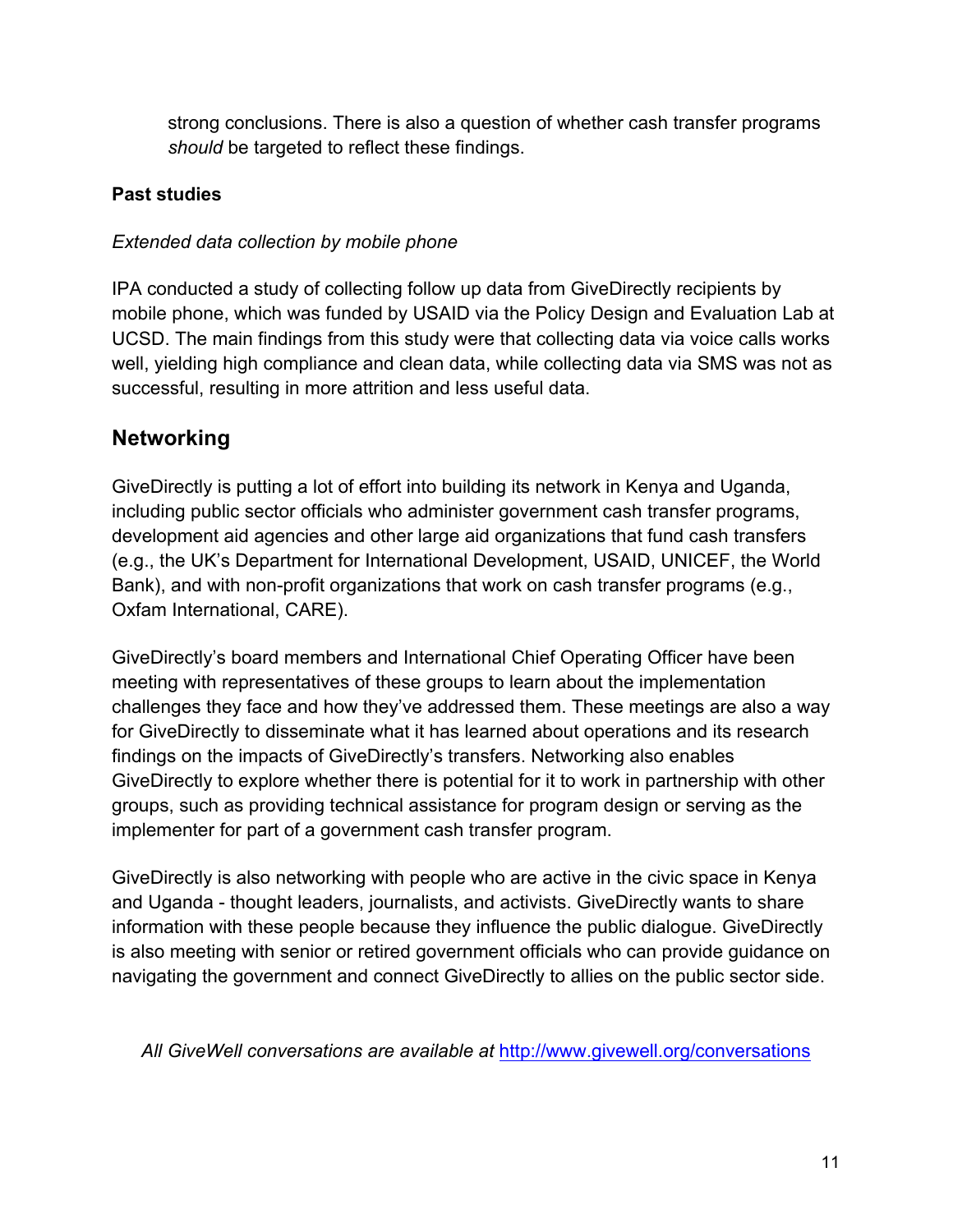strong conclusions. There is also a question of whether cash transfer programs *should* be targeted to reflect these findings.

**Past studies**

*Extended data collection by mobile phone*

IPA conducted a study of collecting follow up data from GiveDirectly recipients by mobile phone, which was funded by USAID via the Policy Design and Evaluation Lab at UCSD. The main findings from this study were that collecting data via voice calls works well, yielding high compliance and clean data, while collecting data via SMS was not as successful, resulting in more attrition and less useful data.

## Networking

GiveDirectly is putting a lot of effort into building its network in Kenya and Uganda, including public sector officials who administer government cash transfer programs, development aid agencies and other large aid organizations that fund cash transfers (e.g., the UK's Department for International Development, USAID, UNICEF, the World Bank), and with non-profit organizations that work on cash transfer programs (e.g., Oxfam International, CARE).

GiveDirectly's board members and International Chief Operating Officer have been meeting with representatives of these groups to learn about the implementation challenges they face and how they've addressed them. These meetings are also a way for GiveDirectly to disseminate what it has learned about operations and its research findings on the impacts of GiveDirectly's transfers. Networking also enables GiveDirectly to explore whether there is potential for it to work in partnership with other groups, such as providing technical assistance for program design or serving as the implementer for part of a government cash transfer program.

GiveDirectly is also networking with people who are active in the civic space in Kenya and Uganda - thought leaders, journalists, and activists. GiveDirectly wants to share information with these people because they influence the public dialogue. GiveDirectly is also meeting with senior or retired government officials who can provide guidance on navigating the government and connect GiveDirectly to allies on the public sector side.

*All GiveWell conversations are available at* http://www.givewell.org/conversations